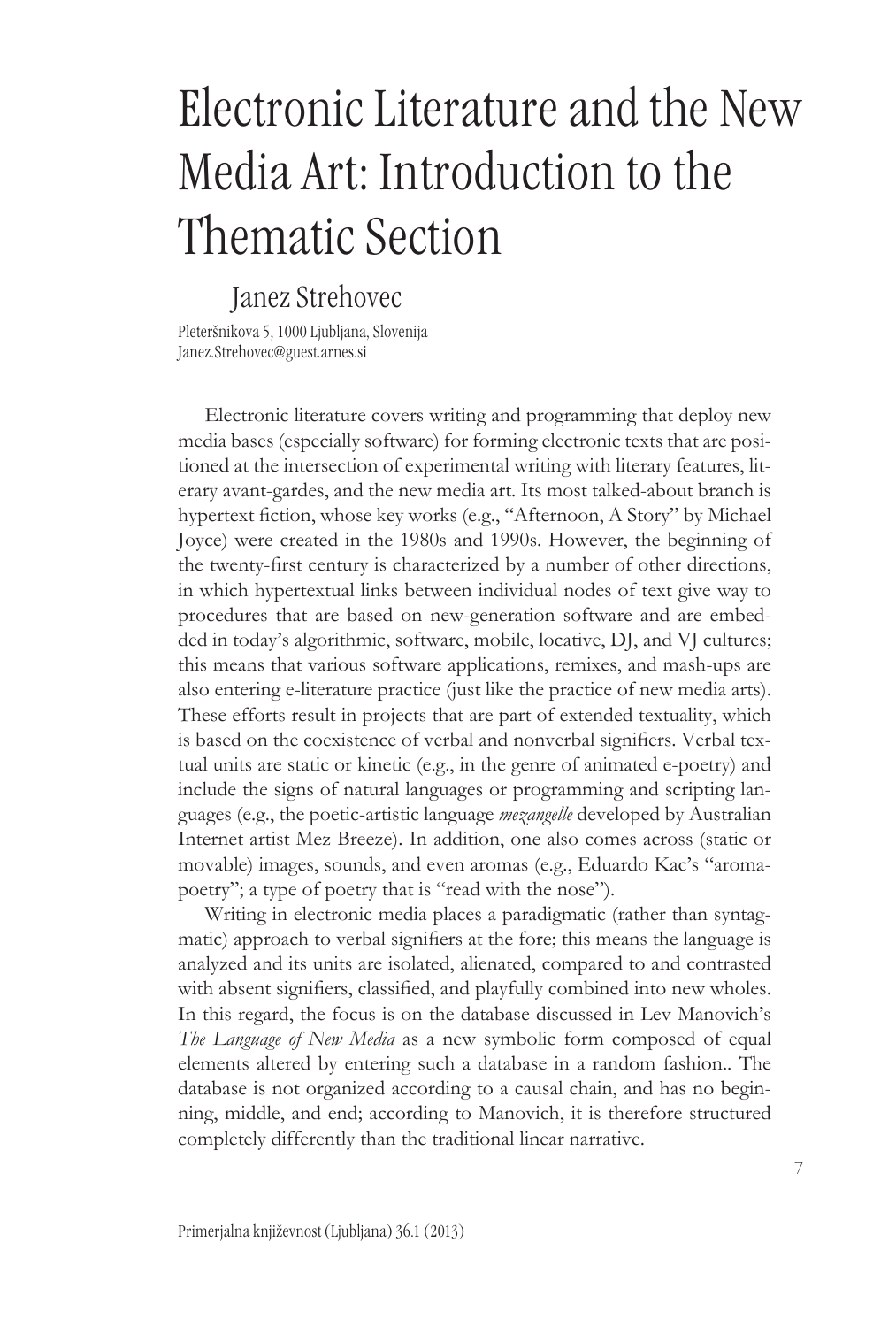# Electronic Literature and the New Media Art: Introduction to the Thematic Section

Janez Strehovec

Pleteršnikova 5, 1000 Ljubljana, Slovenija
Janez.Strehovec@guest.arnes.si

Electronic literature covers writing and programming that deploy new media bases (especially software) for forming electronic texts that are positioned at the intersection of experimental writing with literary features, literary avant-gardes, and the new media art. Its most talked-about branch is hypertext fiction, whose key works (e.g., "Afternoon, A Story" by Michael Joyce) were created in the 1980s and 1990s. However, the beginning of the twenty-first century is characterized by a number of other directions, in which hypertextual links between individual nodes of text give way to procedures that are based on new-generation software and are embedded in today's algorithmic, software, mobile, locative, DJ, and VJ cultures; this means that various software applications, remixes, and mash-ups are also entering e-literature practice (just like the practice of new media arts). These efforts result in projects that are part of extended textuality, which is based on the coexistence of verbal and nonverbal signifiers. Verbal textual units are static or kinetic (e.g., in the genre of animated e-poetry) and include the signs of natural languages or programming and scripting languages (e.g., the poetic-artistic language *mezangelle* developed by Australian Internet artist Mez Breeze). In addition, one also comes across (static or movable) images, sounds, and even aromas (e.g., Eduardo Kac's "aroma-poetry"; a type of poetry that is "read with the nose").

Writing in electronic media places a paradigmatic (rather than syntagmatic) approach to verbal signifiers at the fore; this means the language is analyzed and its units are isolated, alienated, compared to and contrasted with absent signifiers, classified, and playfully combined into new wholes. In this regard, the focus is on the database discussed in Lev Manovich's *The Language of New Media* as a new symbolic form composed of equal elements altered by entering such a database in a random fashion.. The database is not organized according to a causal chain, and has no beginning, middle, and end; according to Manovich, it is therefore structured completely differently than the traditional linear narrative.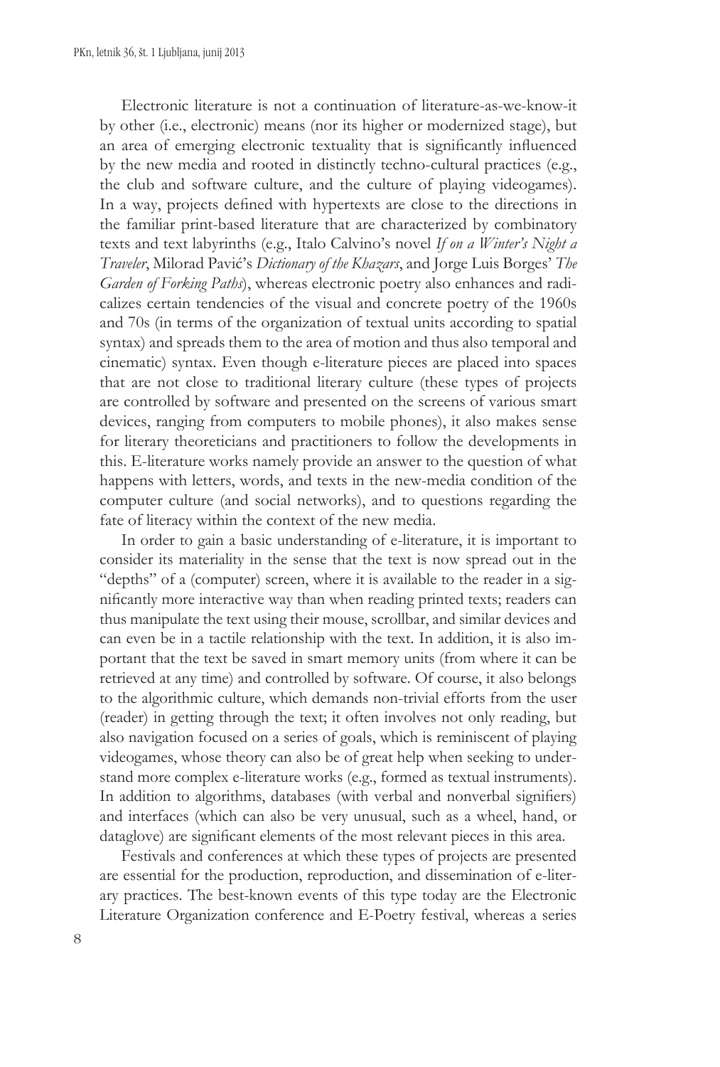Electronic literature is not a continuation of literature-as-we-know-it by other (i.e., electronic) means (nor its higher or modernized stage), but an area of emerging electronic textuality that is significantly influenced by the new media and rooted in distinctly techno-cultural practices (e.g., the club and software culture, and the culture of playing videogames). In a way, projects defined with hypertexts are close to the directions in the familiar print-based literature that are characterized by combinatory texts and text labyrinths (e.g., Italo Calvino's novel *If on a Winter's Night a Traveler*, Milorad Pavić's *Dictionary of the Khazars*, and Jorge Luis Borges' *The Garden of Forking Paths*), whereas electronic poetry also enhances and radicalizes certain tendencies of the visual and concrete poetry of the 1960s and 70s (in terms of the organization of textual units according to spatial syntax) and spreads them to the area of motion and thus also temporal and cinematic) syntax. Even though e-literature pieces are placed into spaces that are not close to traditional literary culture (these types of projects are controlled by software and presented on the screens of various smart devices, ranging from computers to mobile phones), it also makes sense for literary theoreticians and practitioners to follow the developments in this. E-literature works namely provide an answer to the question of what happens with letters, words, and texts in the new-media condition of the computer culture (and social networks), and to questions regarding the fate of literacy within the context of the new media.

In order to gain a basic understanding of e-literature, it is important to consider its materiality in the sense that the text is now spread out in the "depths" of a (computer) screen, where it is available to the reader in a significantly more interactive way than when reading printed texts; readers can thus manipulate the text using their mouse, scrollbar, and similar devices and can even be in a tactile relationship with the text. In addition, it is also important that the text be saved in smart memory units (from where it can be retrieved at any time) and controlled by software. Of course, it also belongs to the algorithmic culture, which demands non-trivial efforts from the user (reader) in getting through the text; it often involves not only reading, but also navigation focused on a series of goals, which is reminiscent of playing videogames, whose theory can also be of great help when seeking to understand more complex e-literature works (e.g., formed as textual instruments). In addition to algorithms, databases (with verbal and nonverbal signifiers) and interfaces (which can also be very unusual, such as a wheel, hand, or dataglove) are significant elements of the most relevant pieces in this area.

Festivals and conferences at which these types of projects are presented are essential for the production, reproduction, and dissemination of e-literary practices. The best-known events of this type today are the Electronic Literature Organization conference and E-Poetry festival, whereas a series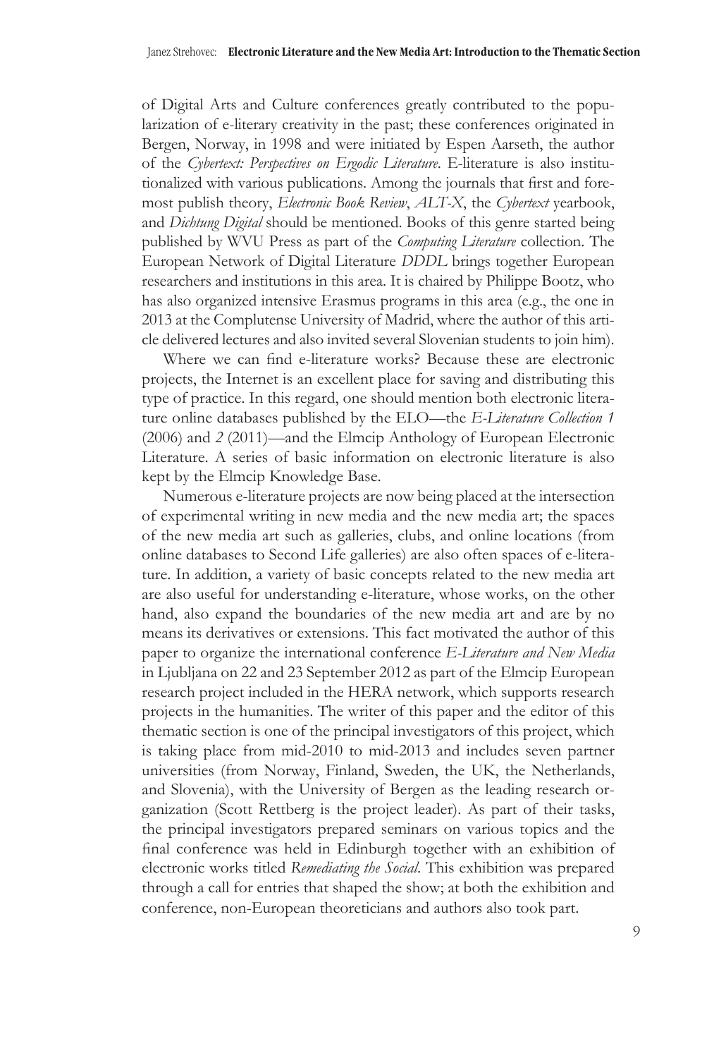of Digital Arts and Culture conferences greatly contributed to the popularization of e-literary creativity in the past; these conferences originated in Bergen, Norway, in 1998 and were initiated by Espen Aarseth, the author of the *Cybertext: Perspectives on Ergodic Literature*. E-literature is also institutionalized with various publications. Among the journals that first and foremost publish theory, *Electronic Book Review*, *ALT-X*, the *Cybertext* yearbook, and *Dichtung Digital* should be mentioned. Books of this genre started being published by WVU Press as part of the *Computing Literature* collection. The European Network of Digital Literature *DDDL* brings together European researchers and institutions in this area. It is chaired by Philippe Bootz, who has also organized intensive Erasmus programs in this area (e.g., the one in 2013 at the Complutense University of Madrid, where the author of this article delivered lectures and also invited several Slovenian students to join him).

Where we can find e-literature works? Because these are electronic projects, the Internet is an excellent place for saving and distributing this type of practice. In this regard, one should mention both electronic literature online databases published by the ELO—the *E-Literature Collection 1* (2006) and *2* (2011)—and the Elmcip Anthology of European Electronic Literature. A series of basic information on electronic literature is also kept by the Elmcip Knowledge Base.

Numerous e-literature projects are now being placed at the intersection of experimental writing in new media and the new media art; the spaces of the new media art such as galleries, clubs, and online locations (from online databases to Second Life galleries) are also often spaces of e-literature. In addition, a variety of basic concepts related to the new media art are also useful for understanding e-literature, whose works, on the other hand, also expand the boundaries of the new media art and are by no means its derivatives or extensions. This fact motivated the author of this paper to organize the international conference *E-Literature and New Media* in Ljubljana on 22 and 23 September 2012 as part of the Elmcip European research project included in the HERA network, which supports research projects in the humanities. The writer of this paper and the editor of this thematic section is one of the principal investigators of this project, which is taking place from mid-2010 to mid-2013 and includes seven partner universities (from Norway, Finland, Sweden, the UK, the Netherlands, and Slovenia), with the University of Bergen as the leading research organization (Scott Rettberg is the project leader). As part of their tasks, the principal investigators prepared seminars on various topics and the final conference was held in Edinburgh together with an exhibition of electronic works titled *Remediating the Social*. This exhibition was prepared through a call for entries that shaped the show; at both the exhibition and conference, non-European theoreticians and authors also took part.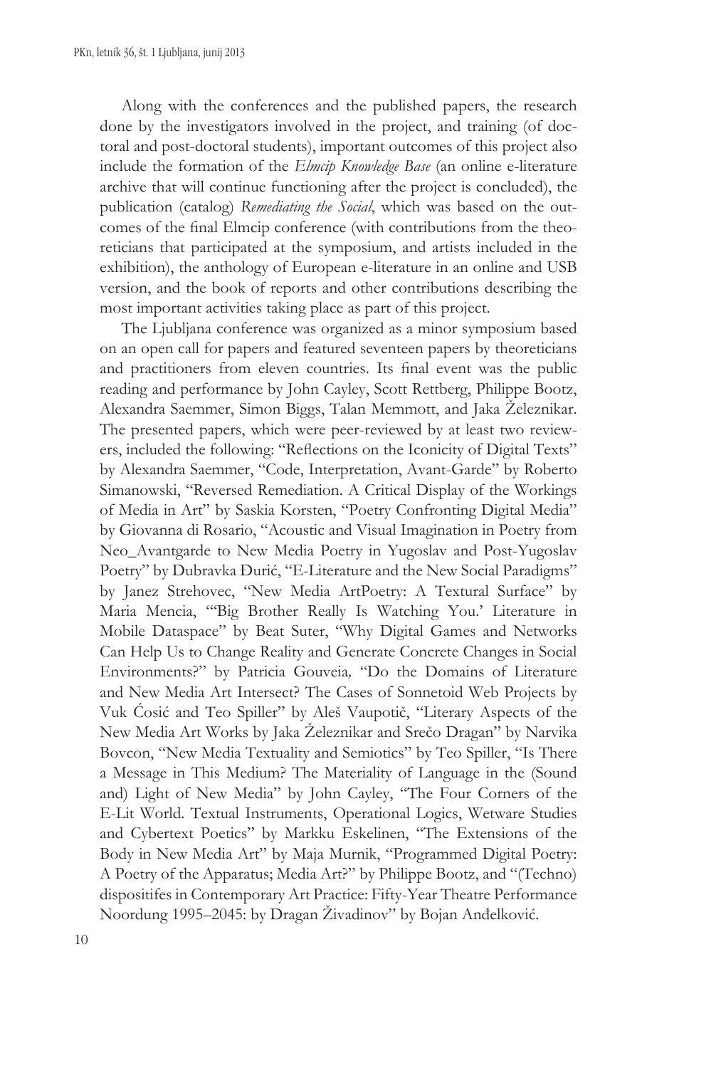Along with the conferences and the published papers, the research done by the investigators involved in the project, and training (of doctoral and post-doctoral students), important outcomes of this project also include the formation of the *Elmcip Knowledge Base* (an online e-literature archive that will continue functioning after the project is concluded), the publication (catalog) *Remediating the Social*, which was based on the outcomes of the final Elmcip conference (with contributions from the theoreticians that participated at the symposium, and artists included in the exhibition), the anthology of European e-literature in an online and USB version, and the book of reports and other contributions describing the most important activities taking place as part of this project.

The Ljubljana conference was organized as a minor symposium based on an open call for papers and featured seventeen papers by theoreticians and practitioners from eleven countries. Its final event was the public reading and performance by John Cayley, Scott Rettberg, Philippe Bootz, Alexandra Saemmer, Simon Biggs, Talan Memmott, and Jaka Železnikar. The presented papers, which were peer-reviewed by at least two reviewers, included the following: "Reflections on the Iconicity of Digital Texts" by Alexandra Saemmer, "Code, Interpretation, Avant-Garde" by Roberto Simanowski, "Reversed Remediation. A Critical Display of the Workings of Media in Art" by Saskia Korsten, "Poetry Confronting Digital Media" by Giovanna di Rosario, "Acoustic and Visual Imagination in Poetry from Neo_Avantgarde to New Media Poetry in Yugoslav and Post-Yugoslav Poetry" by Dubravka Đurić, "E-Literature and the New Social Paradigms" by Janez Strehovec, "New Media ArtPoetry: A Textural Surface" by Maria Mencia, "'Big Brother Really Is Watching You.' Literature in Mobile Dataspace" by Beat Suter, "Why Digital Games and Networks Can Help Us to Change Reality and Generate Concrete Changes in Social Environments?" by Patricia Gouveia, "Do the Domains of Literature and New Media Art Intersect? The Cases of Sonnetoid Web Projects by Vuk Ćosić and Teo Spiller" by Aleš Vaupotič, "Literary Aspects of the New Media Art Works by Jaka Železnikar and Srečo Dragan" by Narvika Bovcon, "New Media Textuality and Semiotics" by Teo Spiller, "Is There a Message in This Medium? The Materiality of Language in the (Sound and) Light of New Media" by John Cayley, "The Four Corners of the E-Lit World. Textual Instruments, Operational Logics, Wetware Studies and Cybertext Poetics" by Markku Eskelinen, "The Extensions of the Body in New Media Art" by Maja Murnik, "Programmed Digital Poetry: A Poetry of the Apparatus; Media Art?" by Philippe Bootz, and "(Techno) dispositifes in Contemporary Art Practice: Fifty-Year Theatre Performance Noordung 1995–2045: by Dragan Živadinov" by Bojan Anđelković.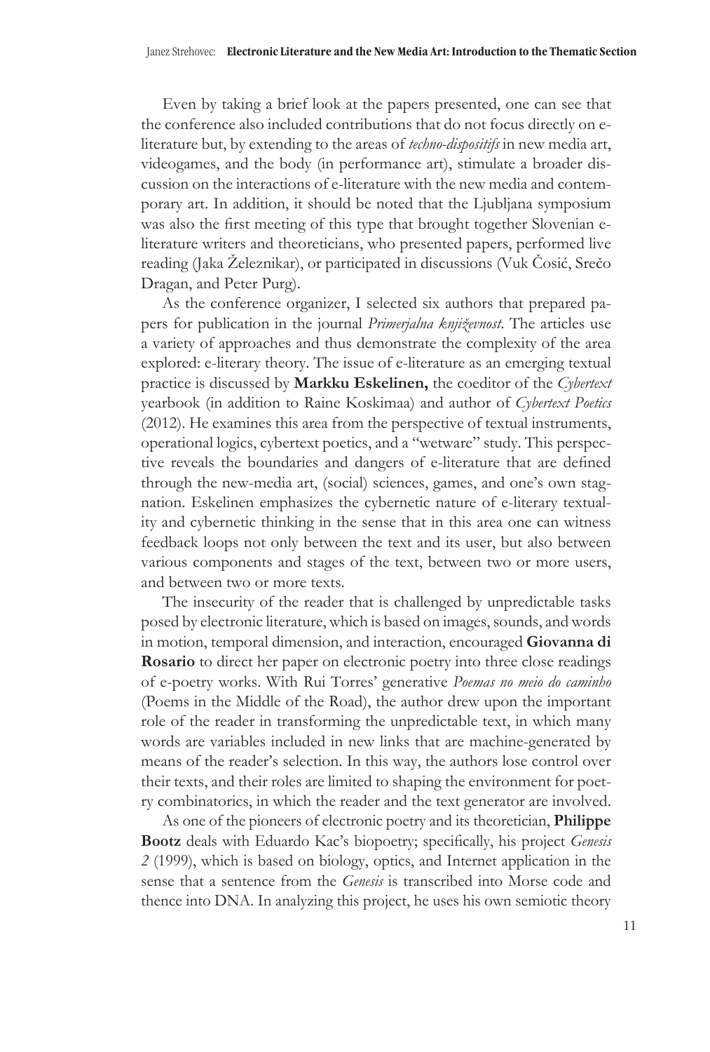Even by taking a brief look at the papers presented, one can see that the conference also included contributions that do not focus directly on e-literature but, by extending to the areas of *techno-dispositifs* in new media art, videogames, and the body (in performance art), stimulate a broader discussion on the interactions of e-literature with the new media and contemporary art. In addition, it should be noted that the Ljubljana symposium was also the first meeting of this type that brought together Slovenian e-literature writers and theoreticians, who presented papers, performed live reading (Jaka Železnikar), or participated in discussions (Vuk Ćosić, Srečo Dragan, and Peter Purg).

As the conference organizer, I selected six authors that prepared papers for publication in the journal *Primerjalna književnost*. The articles use a variety of approaches and thus demonstrate the complexity of the area explored: e-literary theory. The issue of e-literature as an emerging textual practice is discussed by **Markku Eskelinen,** the coeditor of the *Cybertext* yearbook (in addition to Raine Koskimaa) and author of *Cybertext Poetics* (2012). He examines this area from the perspective of textual instruments, operational logics, cybertext poetics, and a "wetware" study. This perspective reveals the boundaries and dangers of e-literature that are defined through the new-media art, (social) sciences, games, and one's own stagnation. Eskelinen emphasizes the cybernetic nature of e-literary textuality and cybernetic thinking in the sense that in this area one can witness feedback loops not only between the text and its user, but also between various components and stages of the text, between two or more users, and between two or more texts.

The insecurity of the reader that is challenged by unpredictable tasks posed by electronic literature, which is based on images, sounds, and words in motion, temporal dimension, and interaction, encouraged **Giovanna di Rosario** to direct her paper on electronic poetry into three close readings of e-poetry works. With Rui Torres' generative *Poemas no meio do caminho* (Poems in the Middle of the Road), the author drew upon the important role of the reader in transforming the unpredictable text, in which many words are variables included in new links that are machine-generated by means of the reader's selection. In this way, the authors lose control over their texts, and their roles are limited to shaping the environment for poetry combinatorics, in which the reader and the text generator are involved.

As one of the pioneers of electronic poetry and its theoretician, **Philippe Bootz** deals with Eduardo Kac's biopoetry; specifically, his project *Genesis 2* (1999), which is based on biology, optics, and Internet application in the sense that a sentence from the *Genesis* is transcribed into Morse code and thence into DNA. In analyzing this project, he uses his own semiotic theory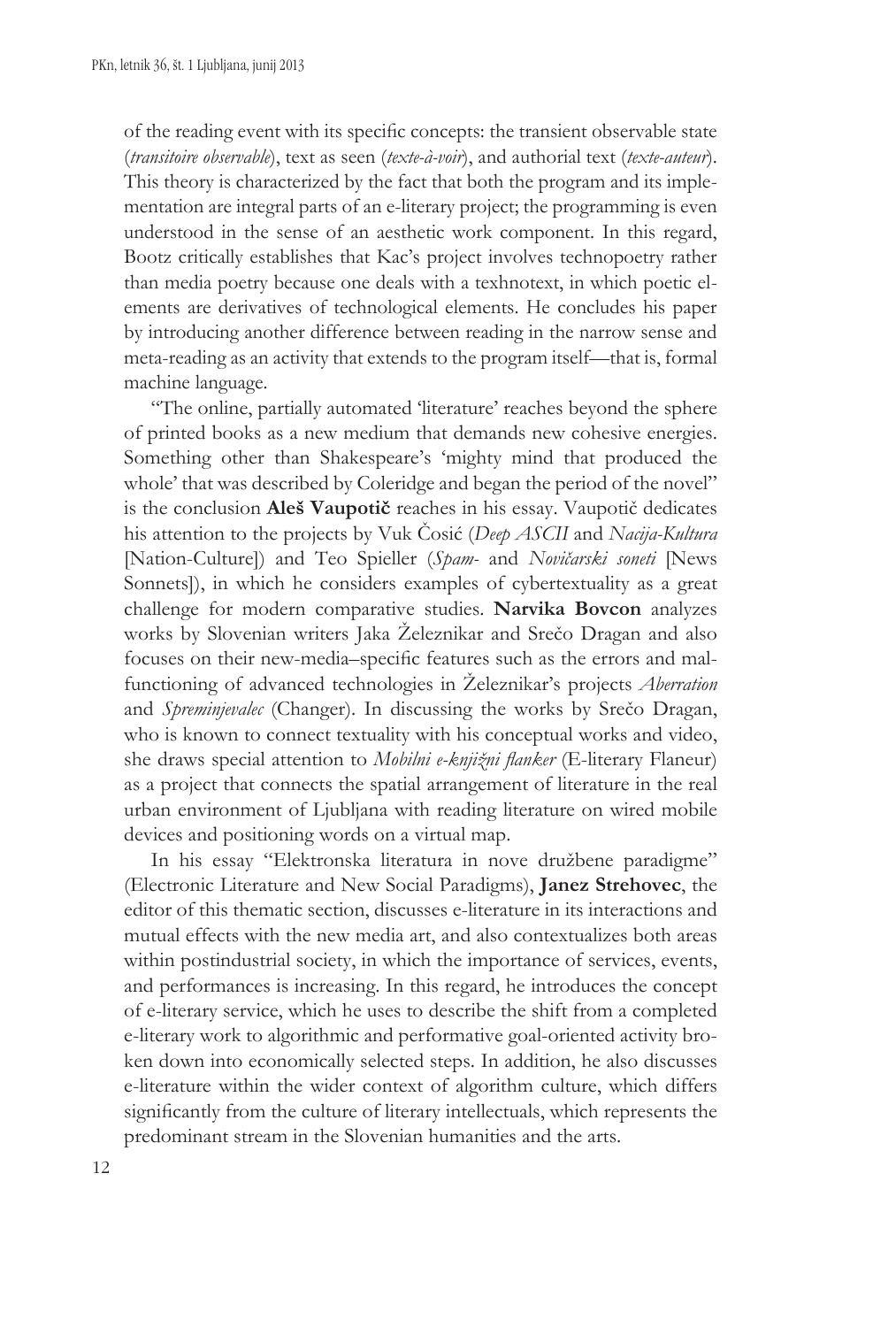of the reading event with its specific concepts: the transient observable state (*transitoire observable*), text as seen (*texte-à-voir*), and authorial text (*texte-auteur*). This theory is characterized by the fact that both the program and its implementation are integral parts of an e-literary project; the programming is even understood in the sense of an aesthetic work component. In this regard, Bootz critically establishes that Kac's project involves technopoetry rather than media poetry because one deals with a texhnotext, in which poetic elements are derivatives of technological elements. He concludes his paper by introducing another difference between reading in the narrow sense and meta-reading as an activity that extends to the program itself—that is, formal machine language.

"The online, partially automated 'literature' reaches beyond the sphere of printed books as a new medium that demands new cohesive energies. Something other than Shakespeare's 'mighty mind that produced the whole' that was described by Coleridge and began the period of the novel" is the conclusion **Aleš Vaupotič** reaches in his essay. Vaupotič dedicates his attention to the projects by Vuk Ćosić (*Deep ASCII* and *Nacija-Kultura* [Nation-Culture]) and Teo Spieller (*Spam-* and *Novičarski soneti* [News Sonnets]), in which he considers examples of cybertextuality as a great challenge for modern comparative studies. **Narvika Bovcon** analyzes works by Slovenian writers Jaka Železnikar and Srečo Dragan and also focuses on their new-media–specific features such as the errors and malfunctioning of advanced technologies in Železnikar's projects *Aberration* and *Spreminjevalec* (Changer). In discussing the works by Srečo Dragan, who is known to connect textuality with his conceptual works and video, she draws special attention to *Mobilni e-knjižni flanker* (E-literary Flaneur) as a project that connects the spatial arrangement of literature in the real urban environment of Ljubljana with reading literature on wired mobile devices and positioning words on a virtual map.

In his essay "Elektronska literatura in nove družbene paradigme" (Electronic Literature and New Social Paradigms), **Janez Strehovec**, the editor of this thematic section, discusses e-literature in its interactions and mutual effects with the new media art, and also contextualizes both areas within postindustrial society, in which the importance of services, events, and performances is increasing. In this regard, he introduces the concept of e-literary service, which he uses to describe the shift from a completed e-literary work to algorithmic and performative goal-oriented activity broken down into economically selected steps. In addition, he also discusses e-literature within the wider context of algorithm culture, which differs significantly from the culture of literary intellectuals, which represents the predominant stream in the Slovenian humanities and the arts.